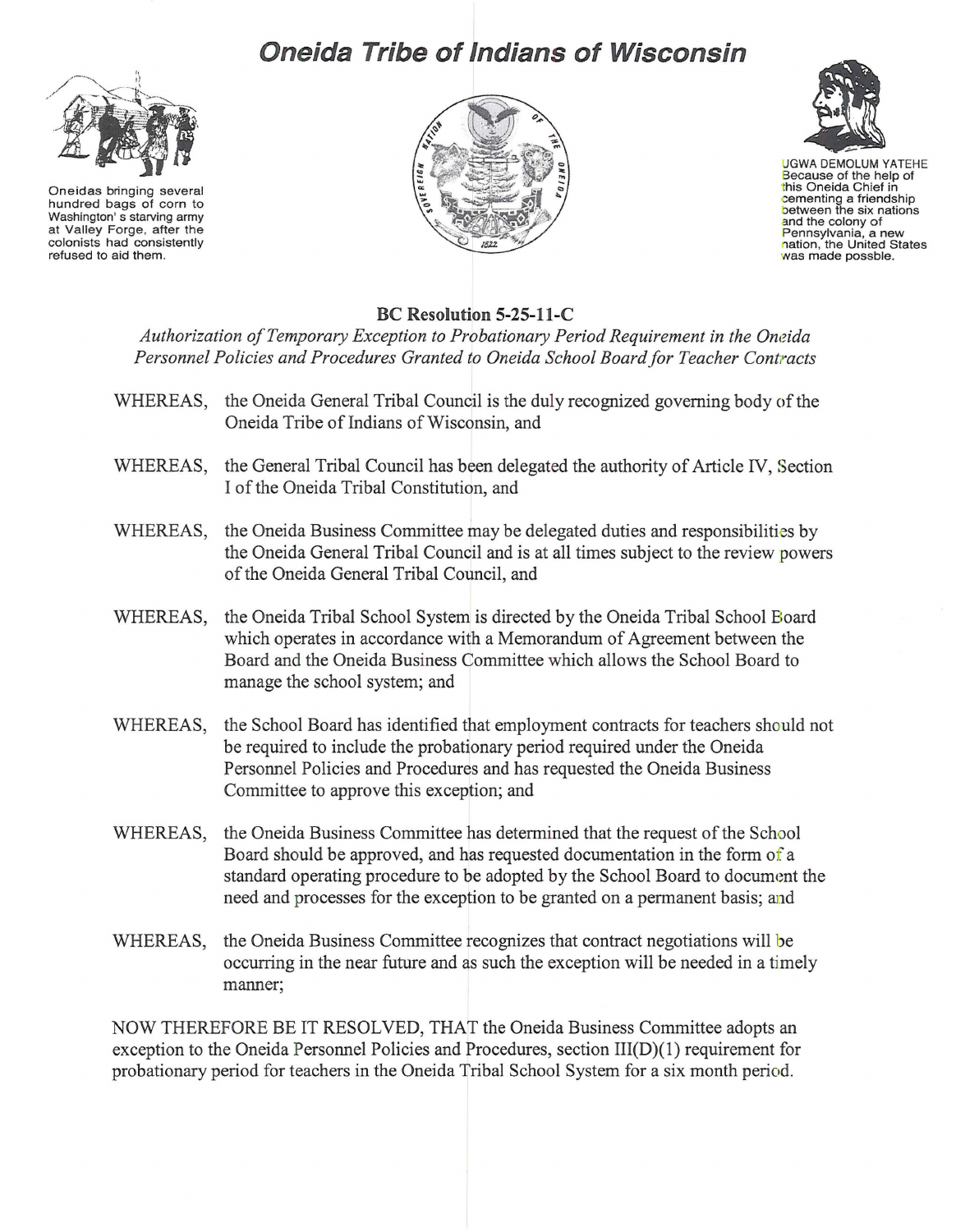# Oneida Tribe of Indians of Wisconsin

Oneidas bringing several hundred bags of corn to Washington's starving army at Valley Forge, after the colonists had consistently refused to aid them.

UGWA DEMOLUM YATEHE
Because of the help of this Oneida Chief in cementing a friendship between the six nations and the colony of Pennsylvania, a new nation, the United States was made possble.

## BC Resolution 5-25-11-C

*Authorization of Temporary Exception to Probationary Period Requirement in the Oneida Personnel Policies and Procedures Granted to Oneida School Board for Teacher Contracts*

WHEREAS, the Oneida General Tribal Council is the duly recognized governing body of the Oneida Tribe of Indians of Wisconsin, and

WHEREAS, the General Tribal Council has been delegated the authority of Article IV, Section I of the Oneida Tribal Constitution, and

WHEREAS, the Oneida Business Committee may be delegated duties and responsibilities by the Oneida General Tribal Council and is at all times subject to the review powers of the Oneida General Tribal Council, and

WHEREAS, the Oneida Tribal School System is directed by the Oneida Tribal School Board which operates in accordance with a Memorandum of Agreement between the Board and the Oneida Business Committee which allows the School Board to manage the school system; and

WHEREAS, the School Board has identified that employment contracts for teachers should not be required to include the probationary period required under the Oneida Personnel Policies and Procedures and has requested the Oneida Business Committee to approve this exception; and

WHEREAS, the Oneida Business Committee has determined that the request of the School Board should be approved, and has requested documentation in the form of a standard operating procedure to be adopted by the School Board to document the need and processes for the exception to be granted on a permanent basis; and

WHEREAS, the Oneida Business Committee recognizes that contract negotiations will be occurring in the near future and as such the exception will be needed in a timely manner;

NOW THEREFORE BE IT RESOLVED, THAT the Oneida Business Committee adopts an exception to the Oneida Personnel Policies and Procedures, section III(D)(1) requirement for probationary period for teachers in the Oneida Tribal School System for a six month period.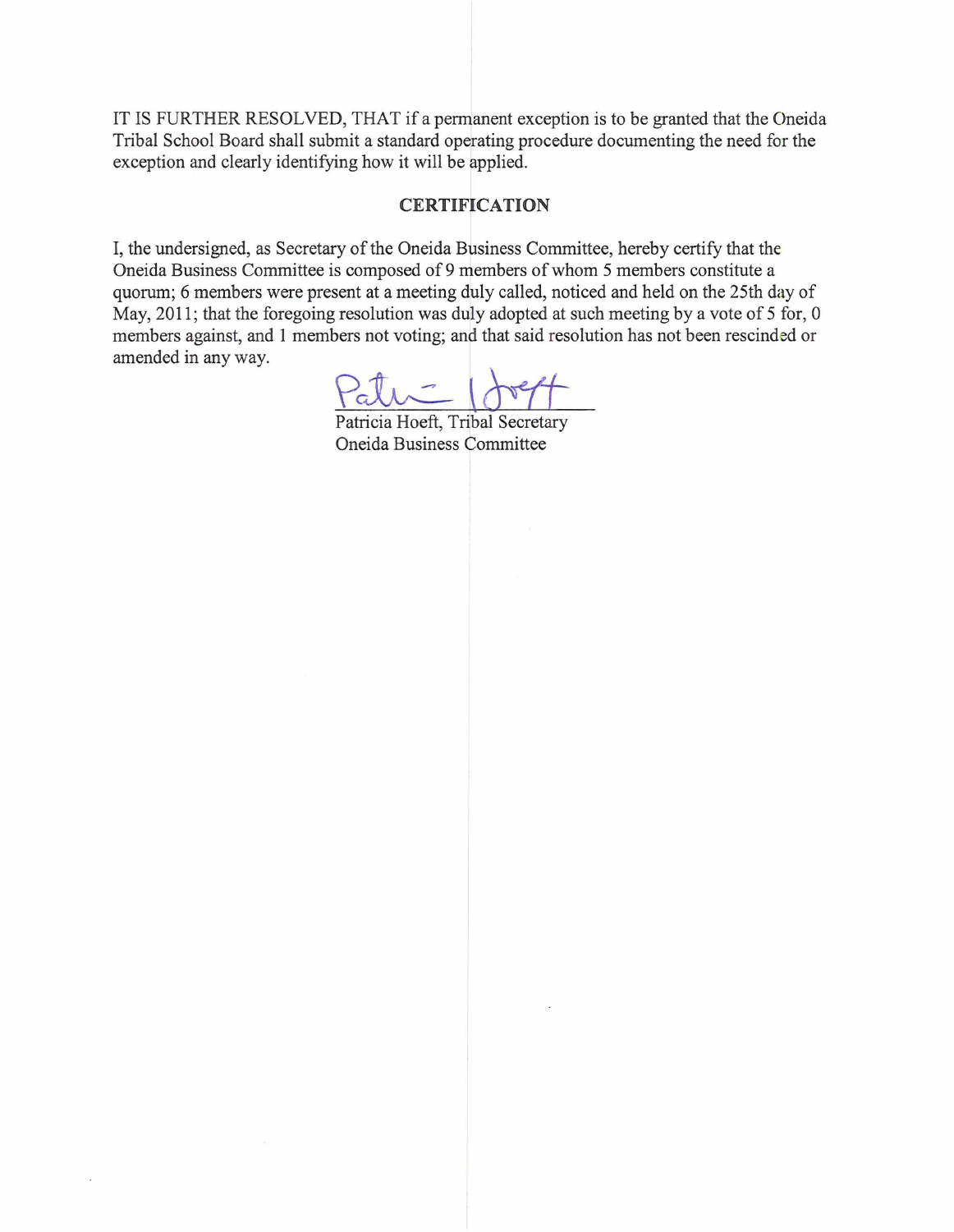IT IS FURTHER RESOLVED, THAT if a permanent exception is to be granted that the Oneida Tribal School Board shall submit a standard operating procedure documenting the need for the exception and clearly identifying how it will be applied.

## CERTIFICATION

I, the undersigned, as Secretary of the Oneida Business Committee, hereby certify that the Oneida Business Committee is composed of 9 members of whom 5 members constitute a quorum; 6 members were present at a meeting duly called, noticed and held on the 25th day of May, 2011; that the foregoing resolution was duly adopted at such meeting by a vote of 5 for, 0 members against, and 1 members not voting; and that said resolution has not been rescinded or amended in any way.

Patricia Hoeft, Tribal Secretary
Oneida Business Committee